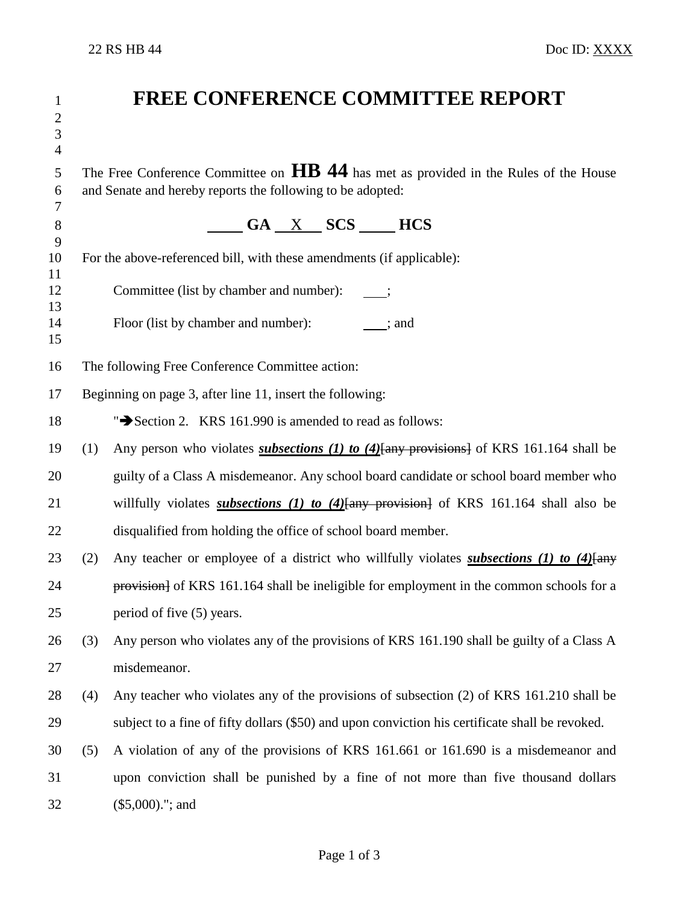# FREE CONFERENCE COMMITTEE REPORT

The Free Conference Committee on **HB 44** has met as provided in the Rules of the House and Senate and hereby reports the following to be adopted:

**\_\_\_\_ GA \_\_X\_\_ SCS \_\_\_\_ HCS**

For the above-referenced bill, with these amendments (if applicable):

Committee (list by chamber and number): \_\_\_;

Floor (list by chamber and number): \_\_\_; and

The following Free Conference Committee action:

Beginning on page 3, after line 11, insert the following:

"➔Section 2. KRS 161.990 is amended to read as follows:

(1) Any person who violates ***subsections (1) to (4)***[~~any provisions~~] of KRS 161.164 shall be guilty of a Class A misdemeanor. Any school board candidate or school board member who willfully violates ***subsections (1) to (4)***[~~any provision~~] of KRS 161.164 shall also be disqualified from holding the office of school board member.

(2) Any teacher or employee of a district who willfully violates ***subsections (1) to (4)***[~~any provision~~] of KRS 161.164 shall be ineligible for employment in the common schools for a period of five (5) years.

(3) Any person who violates any of the provisions of KRS 161.190 shall be guilty of a Class A misdemeanor.

(4) Any teacher who violates any of the provisions of subsection (2) of KRS 161.210 shall be subject to a fine of fifty dollars ($50) and upon conviction his certificate shall be revoked.

(5) A violation of any of the provisions of KRS 161.661 or 161.690 is a misdemeanor and upon conviction shall be punished by a fine of not more than five thousand dollars ($5,000)."; and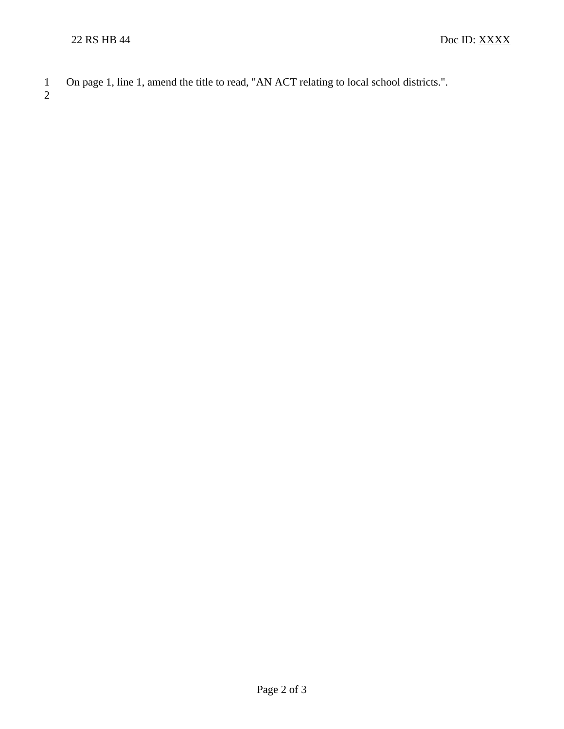On page 1, line 1, amend the title to read, "AN ACT relating to local school districts.".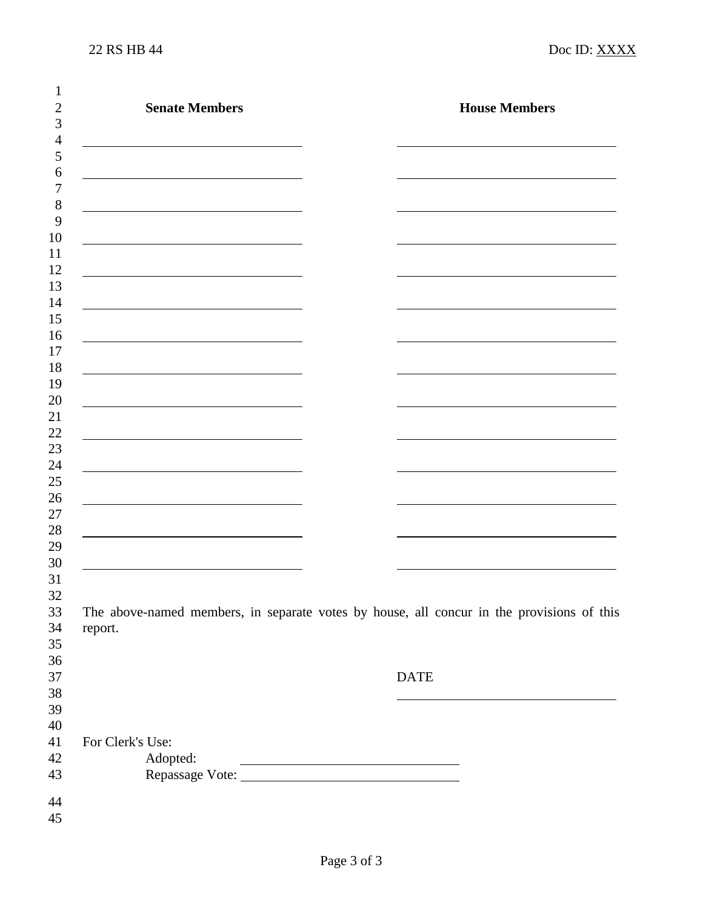| **Senate Members** | **House Members** |
| --- | --- |
| \_\_\_\_\_\_\_\_\_\_\_\_\_\_\_\_\_\_\_\_ | \_\_\_\_\_\_\_\_\_\_\_\_\_\_\_\_\_\_\_\_ |
| \_\_\_\_\_\_\_\_\_\_\_\_\_\_\_\_\_\_\_\_ | \_\_\_\_\_\_\_\_\_\_\_\_\_\_\_\_\_\_\_\_ |
| \_\_\_\_\_\_\_\_\_\_\_\_\_\_\_\_\_\_\_\_ | \_\_\_\_\_\_\_\_\_\_\_\_\_\_\_\_\_\_\_\_ |
| \_\_\_\_\_\_\_\_\_\_\_\_\_\_\_\_\_\_\_\_ | \_\_\_\_\_\_\_\_\_\_\_\_\_\_\_\_\_\_\_\_ |
| \_\_\_\_\_\_\_\_\_\_\_\_\_\_\_\_\_\_\_\_ | \_\_\_\_\_\_\_\_\_\_\_\_\_\_\_\_\_\_\_\_ |
| \_\_\_\_\_\_\_\_\_\_\_\_\_\_\_\_\_\_\_\_ | \_\_\_\_\_\_\_\_\_\_\_\_\_\_\_\_\_\_\_\_ |
| \_\_\_\_\_\_\_\_\_\_\_\_\_\_\_\_\_\_\_\_ | \_\_\_\_\_\_\_\_\_\_\_\_\_\_\_\_\_\_\_\_ |
| \_\_\_\_\_\_\_\_\_\_\_\_\_\_\_\_\_\_\_\_ | \_\_\_\_\_\_\_\_\_\_\_\_\_\_\_\_\_\_\_\_ |
| \_\_\_\_\_\_\_\_\_\_\_\_\_\_\_\_\_\_\_\_ | \_\_\_\_\_\_\_\_\_\_\_\_\_\_\_\_\_\_\_\_ |
| \_\_\_\_\_\_\_\_\_\_\_\_\_\_\_\_\_\_\_\_ | \_\_\_\_\_\_\_\_\_\_\_\_\_\_\_\_\_\_\_\_ |
| \_\_\_\_\_\_\_\_\_\_\_\_\_\_\_\_\_\_\_\_ | \_\_\_\_\_\_\_\_\_\_\_\_\_\_\_\_\_\_\_\_ |
| \_\_\_\_\_\_\_\_\_\_\_\_\_\_\_\_\_\_\_\_ | \_\_\_\_\_\_\_\_\_\_\_\_\_\_\_\_\_\_\_\_ |
| \_\_\_\_\_\_\_\_\_\_\_\_\_\_\_\_\_\_\_\_ | \_\_\_\_\_\_\_\_\_\_\_\_\_\_\_\_\_\_\_\_ |
| \_\_\_\_\_\_\_\_\_\_\_\_\_\_\_\_\_\_\_\_ | \_\_\_\_\_\_\_\_\_\_\_\_\_\_\_\_\_\_\_\_ |

The above-named members, in separate votes by house, all concur in the provisions of this report.

DATE

\_\_\_\_\_\_\_\_\_\_\_\_\_\_\_\_\_\_\_\_

For Clerk's Use:

Adopted: \_\_\_\_\_\_\_\_\_\_\_\_\_\_\_\_\_\_\_\_

Repassage Vote: \_\_\_\_\_\_\_\_\_\_\_\_\_\_\_\_\_\_\_\_